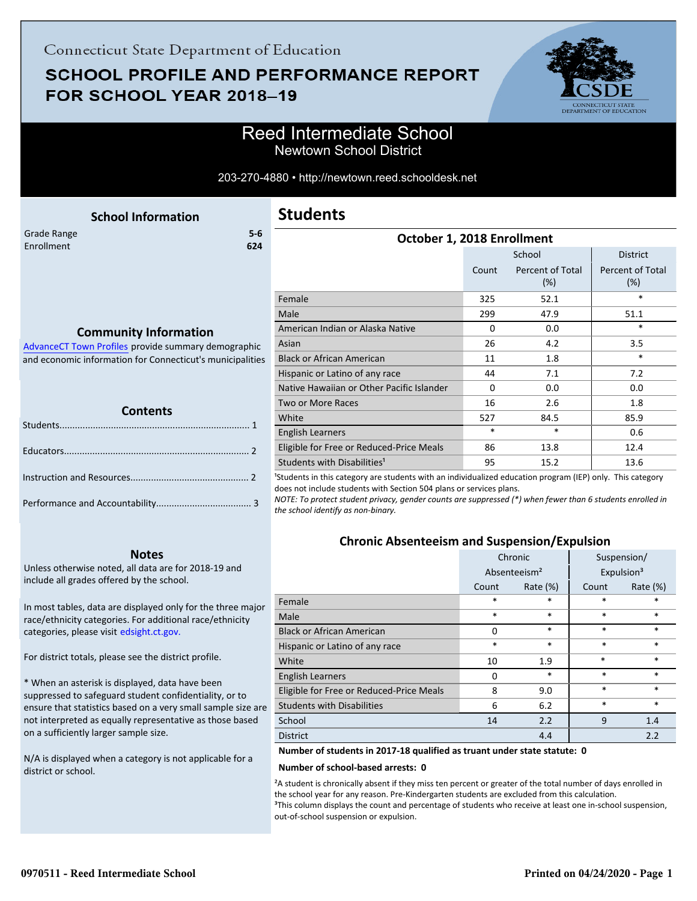Connecticut State Department of Education

# SCHOOL PROFILE AND PERFORMANCE REPORT FOR SCHOOL YEAR 2018–19

## Reed Intermediate School

Newtown School District

203-270-4880 • http://newtown.reed.schooldesk.net

### School Information

| | |
|---|---|
| Grade Range | 5-6 |
| Enrollment | 624 |

### Community Information

AdvanceCT Town Profiles provide summary demographic and economic information for Connecticut's municipalities

### Contents

Students........................................................................ 1

Educators...................................................................... 2

Instruction and Resources............................................. 2

Performance and Accountability.................................... 3

### Notes

Unless otherwise noted, all data are for 2018-19 and include all grades offered by the school.

In most tables, data are displayed only for the three major race/ethnicity categories. For additional race/ethnicity categories, please visit edsight.ct.gov.

For district totals, please see the district profile.

* When an asterisk is displayed, data have been suppressed to safeguard student confidentiality, or to ensure that statistics based on a very small sample size are not interpreted as equally representative as those based on a sufficiently larger sample size.

N/A is displayed when a category is not applicable for a district or school.

## Students

### October 1, 2018 Enrollment

| | School | | District |
|---|---|---|---|
| | Count | Percent of Total (%) | Percent of Total (%) |
| Female | 325 | 52.1 | * |
| Male | 299 | 47.9 | 51.1 |
| American Indian or Alaska Native | 0 | 0.0 | * |
| Asian | 26 | 4.2 | 3.5 |
| Black or African American | 11 | 1.8 | * |
| Hispanic or Latino of any race | 44 | 7.1 | 7.2 |
| Native Hawaiian or Other Pacific Islander | 0 | 0.0 | 0.0 |
| Two or More Races | 16 | 2.6 | 1.8 |
| White | 527 | 84.5 | 85.9 |
| English Learners | * | * | 0.6 |
| Eligible for Free or Reduced-Price Meals | 86 | 13.8 | 12.4 |
| Students with Disabilities[1] | 95 | 15.2 | 13.6 |

[1]Students in this category are students with an individualized education program (IEP) only. This category does not include students with Section 504 plans or services plans.

*NOTE: To protect student privacy, gender counts are suppressed (*) when fewer than 6 students enrolled in the school identify as non-binary.*

### Chronic Absenteeism and Suspension/Expulsion

| | Chronic Absenteeism[2] | | Suspension/ Expulsion[3] | |
|---|---|---|---|---|
| | Count | Rate (%) | Count | Rate (%) |
| Female | * | * | * | * |
| Male | * | * | * | * |
| Black or African American | 0 | * | * | * |
| Hispanic or Latino of any race | * | * | * | * |
| White | 10 | 1.9 | * | * |
| English Learners | 0 | * | * | * |
| Eligible for Free or Reduced-Price Meals | 8 | 9.0 | * | * |
| Students with Disabilities | 6 | 6.2 | * | * |
| School | 14 | 2.2 | 9 | 1.4 |
| District | | 4.4 | | 2.2 |

**Number of students in 2017-18 qualified as truant under state statute: 0**

**Number of school-based arrests: 0**

[2]A student is chronically absent if they miss ten percent or greater of the total number of days enrolled in the school year for any reason. Pre-Kindergarten students are excluded from this calculation.

[3]This column displays the count and percentage of students who receive at least one in-school suspension, out-of-school suspension or expulsion.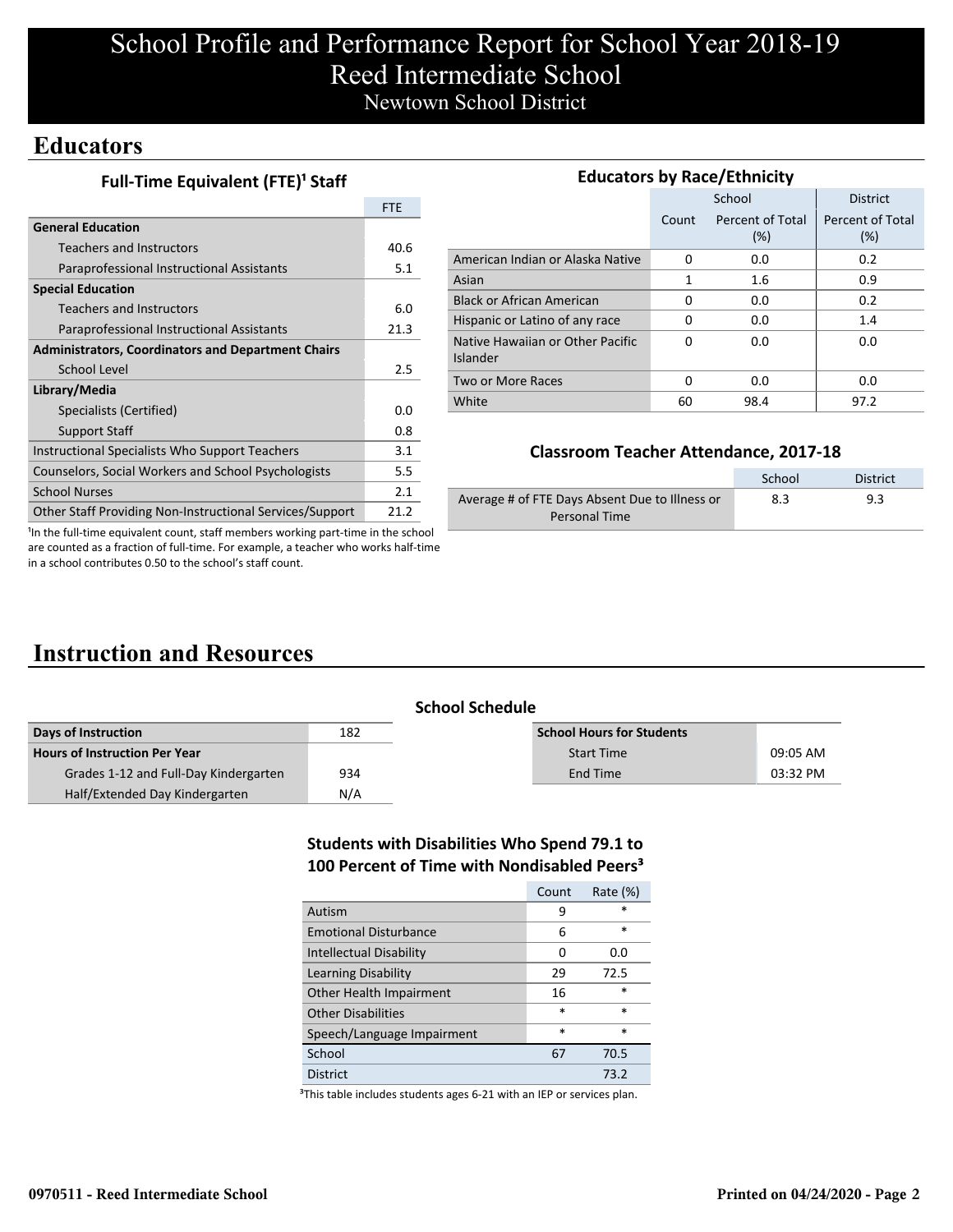# School Profile and Performance Report for School Year 2018-19
# Reed Intermediate School
## Newtown School District

## Educators

### Full-Time Equivalent (FTE)[1] Staff

| | FTE |
|---|---|
| **General Education** | |
| Teachers and Instructors | 40.6 |
| Paraprofessional Instructional Assistants | 5.1 |
| **Special Education** | |
| Teachers and Instructors | 6.0 |
| Paraprofessional Instructional Assistants | 21.3 |
| **Administrators, Coordinators and Department Chairs** | |
| School Level | 2.5 |
| **Library/Media** | |
| Specialists (Certified) | 0.0 |
| Support Staff | 0.8 |
| Instructional Specialists Who Support Teachers | 3.1 |
| Counselors, Social Workers and School Psychologists | 5.5 |
| School Nurses | 2.1 |
| Other Staff Providing Non-Instructional Services/Support | 21.2 |

[1]In the full-time equivalent count, staff members working part-time in the school are counted as a fraction of full-time. For example, a teacher who works half-time in a school contributes 0.50 to the school's staff count.

### Educators by Race/Ethnicity

| | School | | District |
|---|---|---|---|
| | Count | Percent of Total (%) | Percent of Total (%) |
| American Indian or Alaska Native | 0 | 0.0 | 0.2 |
| Asian | 1 | 1.6 | 0.9 |
| Black or African American | 0 | 0.0 | 0.2 |
| Hispanic or Latino of any race | 0 | 0.0 | 1.4 |
| Native Hawaiian or Other Pacific Islander | 0 | 0.0 | 0.0 |
| Two or More Races | 0 | 0.0 | 0.0 |
| White | 60 | 98.4 | 97.2 |

### Classroom Teacher Attendance, 2017-18

| | School | District |
|---|---|---|
| Average # of FTE Days Absent Due to Illness or Personal Time | 8.3 | 9.3 |

## Instruction and Resources

### School Schedule

| | |
|---|---|
| **Days of Instruction** | 182 |
| **Hours of Instruction Per Year** | |
| Grades 1-12 and Full-Day Kindergarten | 934 |
| Half/Extended Day Kindergarten | N/A |

| **School Hours for Students** | |
|---|---|
| Start Time | 09:05 AM |
| End Time | 03:32 PM |

### Students with Disabilities Who Spend 79.1 to 100 Percent of Time with Nondisabled Peers[3]

| | Count | Rate (%) |
|---|---|---|
| Autism | 9 | * |
| Emotional Disturbance | 6 | * |
| Intellectual Disability | 0 | 0.0 |
| Learning Disability | 29 | 72.5 |
| Other Health Impairment | 16 | * |
| Other Disabilities | * | * |
| Speech/Language Impairment | * | * |
| School | 67 | 70.5 |
| District | | 73.2 |

[3]This table includes students ages 6-21 with an IEP or services plan.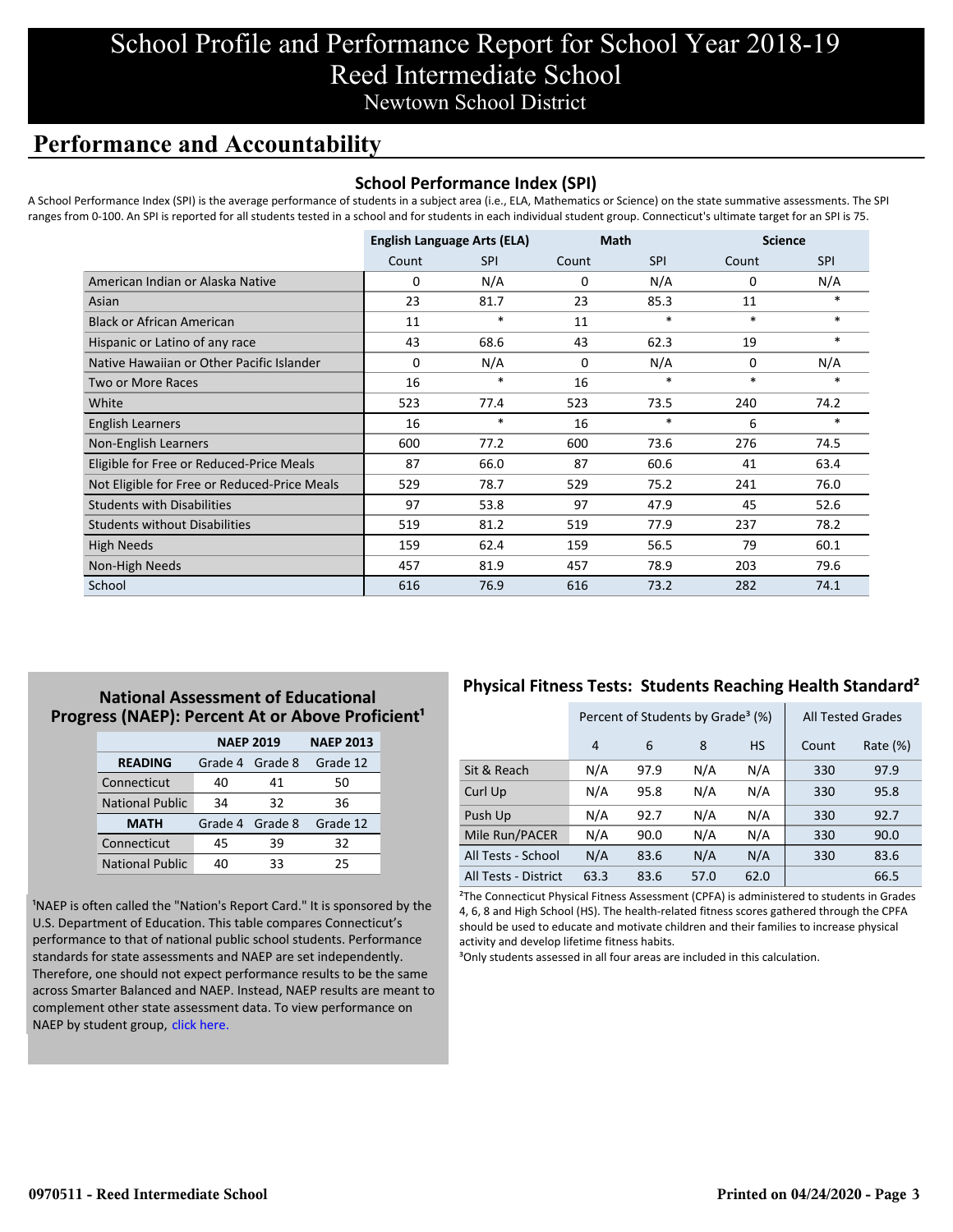# School Profile and Performance Report for School Year 2018-19
# Reed Intermediate School
## Newtown School District

## Performance and Accountability

### School Performance Index (SPI)

A School Performance Index (SPI) is the average performance of students in a subject area (i.e., ELA, Mathematics or Science) on the state summative assessments. The SPI ranges from 0-100. An SPI is reported for all students tested in a school and for students in each individual student group. Connecticut's ultimate target for an SPI is 75.

| | English Language Arts (ELA) | | Math | | Science | |
|---|---|---|---|---|---|---|
| | Count | SPI | Count | SPI | Count | SPI |
| American Indian or Alaska Native | 0 | N/A | 0 | N/A | 0 | N/A |
| Asian | 23 | 81.7 | 23 | 85.3 | 11 | * |
| Black or African American | 11 | * | 11 | * | * | * |
| Hispanic or Latino of any race | 43 | 68.6 | 43 | 62.3 | 19 | * |
| Native Hawaiian or Other Pacific Islander | 0 | N/A | 0 | N/A | 0 | N/A |
| Two or More Races | 16 | * | 16 | * | * | * |
| White | 523 | 77.4 | 523 | 73.5 | 240 | 74.2 |
| English Learners | 16 | * | 16 | * | 6 | * |
| Non-English Learners | 600 | 77.2 | 600 | 73.6 | 276 | 74.5 |
| Eligible for Free or Reduced-Price Meals | 87 | 66.0 | 87 | 60.6 | 41 | 63.4 |
| Not Eligible for Free or Reduced-Price Meals | 529 | 78.7 | 529 | 75.2 | 241 | 76.0 |
| Students with Disabilities | 97 | 53.8 | 97 | 47.9 | 45 | 52.6 |
| Students without Disabilities | 519 | 81.2 | 519 | 77.9 | 237 | 78.2 |
| High Needs | 159 | 62.4 | 159 | 56.5 | 79 | 60.1 |
| Non-High Needs | 457 | 81.9 | 457 | 78.9 | 203 | 79.6 |
| School | 616 | 76.9 | 616 | 73.2 | 282 | 74.1 |

### National Assessment of Educational Progress (NAEP): Percent At or Above Proficient[1]

| | NAEP 2019 | | NAEP 2013 |
|---|---|---|---|
| **READING** | Grade 4 | Grade 8 | Grade 12 |
| Connecticut | 40 | 41 | 50 |
| National Public | 34 | 32 | 36 |
| **MATH** | Grade 4 | Grade 8 | Grade 12 |
| Connecticut | 45 | 39 | 32 |
| National Public | 40 | 33 | 25 |

[1]NAEP is often called the "Nation's Report Card." It is sponsored by the U.S. Department of Education. This table compares Connecticut's performance to that of national public school students. Performance standards for state assessments and NAEP are set independently. Therefore, one should not expect performance results to be the same across Smarter Balanced and NAEP. Instead, NAEP results are meant to complement other state assessment data. To view performance on NAEP by student group, click here.

### Physical Fitness Tests: Students Reaching Health Standard[2]

| | Percent of Students by Grade[3] (%) | | | | All Tested Grades | |
|---|---|---|---|---|---|---|
| | 4 | 6 | 8 | HS | Count | Rate (%) |
| Sit & Reach | N/A | 97.9 | N/A | N/A | 330 | 97.9 |
| Curl Up | N/A | 95.8 | N/A | N/A | 330 | 95.8 |
| Push Up | N/A | 92.7 | N/A | N/A | 330 | 92.7 |
| Mile Run/PACER | N/A | 90.0 | N/A | N/A | 330 | 90.0 |
| All Tests - School | N/A | 83.6 | N/A | N/A | 330 | 83.6 |
| All Tests - District | 63.3 | 83.6 | 57.0 | 62.0 | | 66.5 |

[2]The Connecticut Physical Fitness Assessment (CPFA) is administered to students in Grades 4, 6, 8 and High School (HS). The health-related fitness scores gathered through the CPFA should be used to educate and motivate children and their families to increase physical activity and develop lifetime fitness habits.

[3]Only students assessed in all four areas are included in this calculation.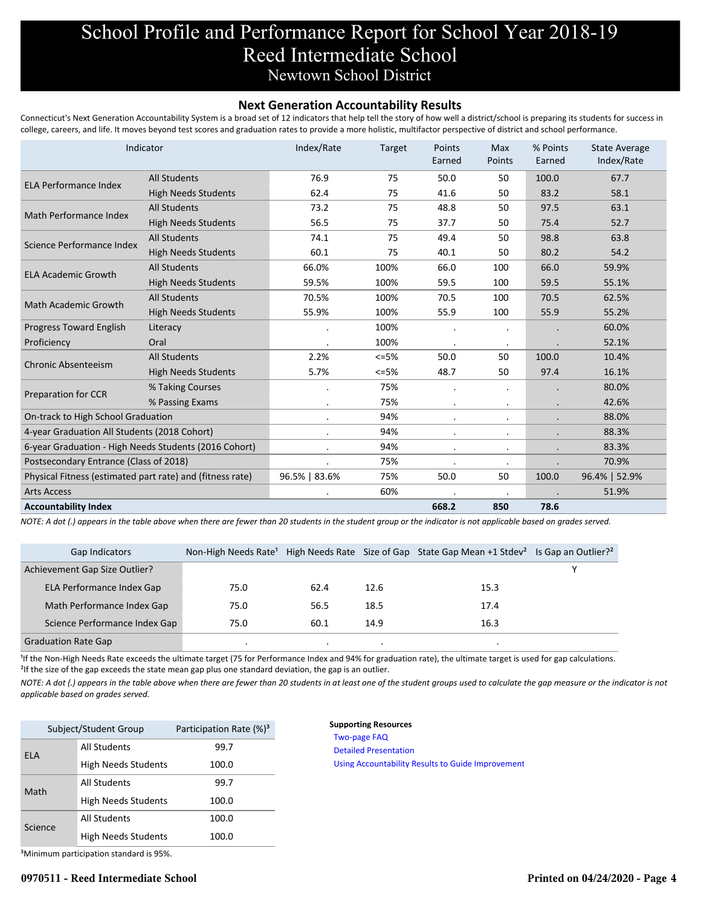# School Profile and Performance Report for School Year 2018-19
# Reed Intermediate School
## Newtown School District

### Next Generation Accountability Results

Connecticut's Next Generation Accountability System is a broad set of 12 indicators that help tell the story of how well a district/school is preparing its students for success in college, careers, and life. It moves beyond test scores and graduation rates to provide a more holistic, multifactor perspective of district and school performance.

| Indicator | | Index/Rate | Target | Points Earned | Max Points | % Points Earned | State Average Index/Rate |
|---|---|---|---|---|---|---|---|
| ELA Performance Index | All Students | 76.9 | 75 | 50.0 | 50 | 100.0 | 67.7 |
| | High Needs Students | 62.4 | 75 | 41.6 | 50 | 83.2 | 58.1 |
| Math Performance Index | All Students | 73.2 | 75 | 48.8 | 50 | 97.5 | 63.1 |
| | High Needs Students | 56.5 | 75 | 37.7 | 50 | 75.4 | 52.7 |
| Science Performance Index | All Students | 74.1 | 75 | 49.4 | 50 | 98.8 | 63.8 |
| | High Needs Students | 60.1 | 75 | 40.1 | 50 | 80.2 | 54.2 |
| ELA Academic Growth | All Students | 66.0% | 100% | 66.0 | 100 | 66.0 | 59.9% |
| | High Needs Students | 59.5% | 100% | 59.5 | 100 | 59.5 | 55.1% |
| Math Academic Growth | All Students | 70.5% | 100% | 70.5 | 100 | 70.5 | 62.5% |
| | High Needs Students | 55.9% | 100% | 55.9 | 100 | 55.9 | 55.2% |
| Progress Toward English Proficiency | Literacy | . | 100% | . | . | . | 60.0% |
| | Oral | . | 100% | . | . | . | 52.1% |
| Chronic Absenteeism | All Students | 2.2% | <=5% | 50.0 | 50 | 100.0 | 10.4% |
| | High Needs Students | 5.7% | <=5% | 48.7 | 50 | 97.4 | 16.1% |
| Preparation for CCR | % Taking Courses | . | 75% | . | . | . | 80.0% |
| | % Passing Exams | . | 75% | . | . | . | 42.6% |
| On-track to High School Graduation | | . | 94% | . | . | . | 88.0% |
| 4-year Graduation All Students (2018 Cohort) | | . | 94% | . | . | . | 88.3% |
| 6-year Graduation - High Needs Students (2016 Cohort) | | . | 94% | . | . | . | 83.3% |
| Postsecondary Entrance (Class of 2018) | | . | 75% | . | . | . | 70.9% |
| Physical Fitness (estimated part rate) and (fitness rate) | | 96.5% \| 83.6% | 75% | 50.0 | 50 | 100.0 | 96.4% \| 52.9% |
| Arts Access | | . | 60% | . | . | . | 51.9% |
| **Accountability Index** | | | | **668.2** | **850** | **78.6** | |

*NOTE: A dot (.) appears in the table above when there are fewer than 20 students in the student group or the indicator is not applicable based on grades served.*

| Gap Indicators | Non-High Needs Rate[1] | High Needs Rate | Size of Gap | State Gap Mean +1 Stdev[2] | Is Gap an Outlier?[2] |
|---|---|---|---|---|---|
| Achievement Gap Size Outlier? | | | | | Y |
| ELA Performance Index Gap | 75.0 | 62.4 | 12.6 | 15.3 | |
| Math Performance Index Gap | 75.0 | 56.5 | 18.5 | 17.4 | |
| Science Performance Index Gap | 75.0 | 60.1 | 14.9 | 16.3 | |
| Graduation Rate Gap | . | . | . | . | |

[1]If the Non-High Needs Rate exceeds the ultimate target (75 for Performance Index and 94% for graduation rate), the ultimate target is used for gap calculations.
[2]If the size of the gap exceeds the state mean gap plus one standard deviation, the gap is an outlier.

*NOTE: A dot (.) appears in the table above when there are fewer than 20 students in at least one of the student groups used to calculate the gap measure or the indicator is not applicable based on grades served.*

| Subject/Student Group | | Participation Rate (%)[3] |
|---|---|---|
| ELA | All Students | 99.7 |
| | High Needs Students | 100.0 |
| Math | All Students | 99.7 |
| | High Needs Students | 100.0 |
| Science | All Students | 100.0 |
| | High Needs Students | 100.0 |

[3]Minimum participation standard is 95%.

**Supporting Resources**

- Two-page FAQ
- Detailed Presentation
- Using Accountability Results to Guide Improvement